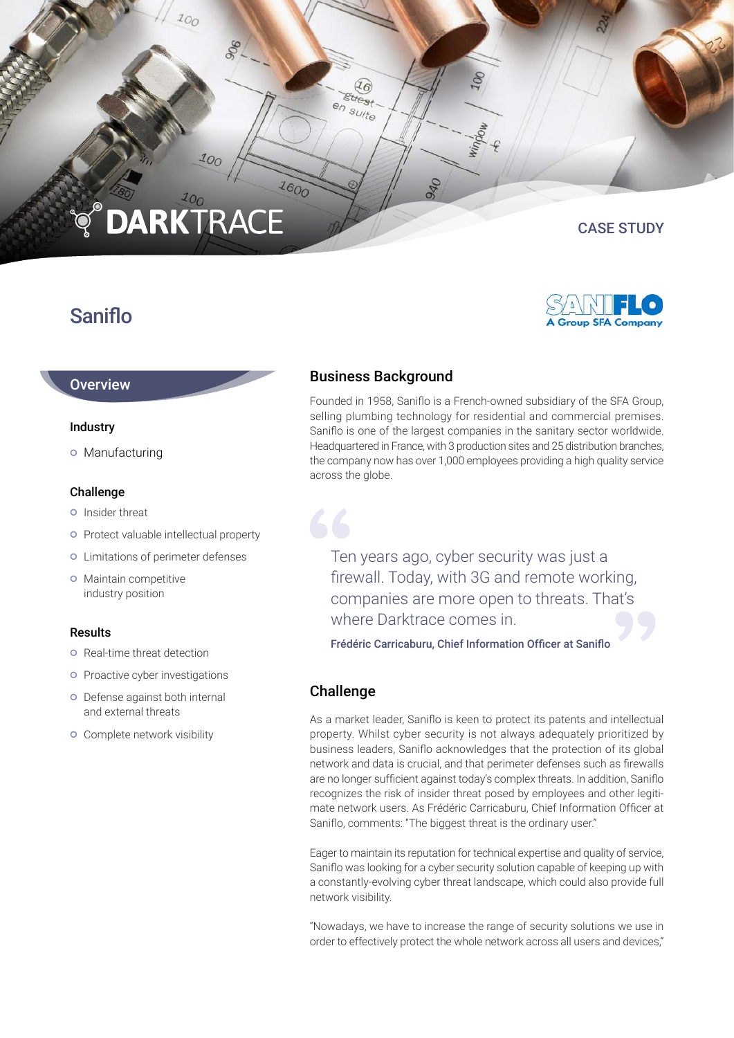DARKTRACE

CASE STUDY

# Saniflo

SANIFLO
A Group SFA Company

## Overview

### Industry

- Manufacturing

### Challenge

- Insider threat
- Protect valuable intellectual property
- Limitations of perimeter defenses
- Maintain competitive industry position

### Results

- Real-time threat detection
- Proactive cyber investigations
- Defense against both internal and external threats
- Complete network visibility

## Business Background

Founded in 1958, Saniflo is a French-owned subsidiary of the SFA Group, selling plumbing technology for residential and commercial premises. Saniflo is one of the largest companies in the sanitary sector worldwide. Headquartered in France, with 3 production sites and 25 distribution branches, the company now has over 1,000 employees providing a high quality service across the globe.

> Ten years ago, cyber security was just a firewall. Today, with 3G and remote working, companies are more open to threats. That's where Darktrace comes in.
>
> **Frédéric Carricaburu, Chief Information Officer at Saniflo**

## Challenge

As a market leader, Saniflo is keen to protect its patents and intellectual property. Whilst cyber security is not always adequately prioritized by business leaders, Saniflo acknowledges that the protection of its global network and data is crucial, and that perimeter defenses such as firewalls are no longer sufficient against today's complex threats. In addition, Saniflo recognizes the risk of insider threat posed by employees and other legitimate network users. As Frédéric Carricaburu, Chief Information Officer at Saniflo, comments: "The biggest threat is the ordinary user."

Eager to maintain its reputation for technical expertise and quality of service, Saniflo was looking for a cyber security solution capable of keeping up with a constantly-evolving cyber threat landscape, which could also provide full network visibility.

"Nowadays, we have to increase the range of security solutions we use in order to effectively protect the whole network across all users and devices,"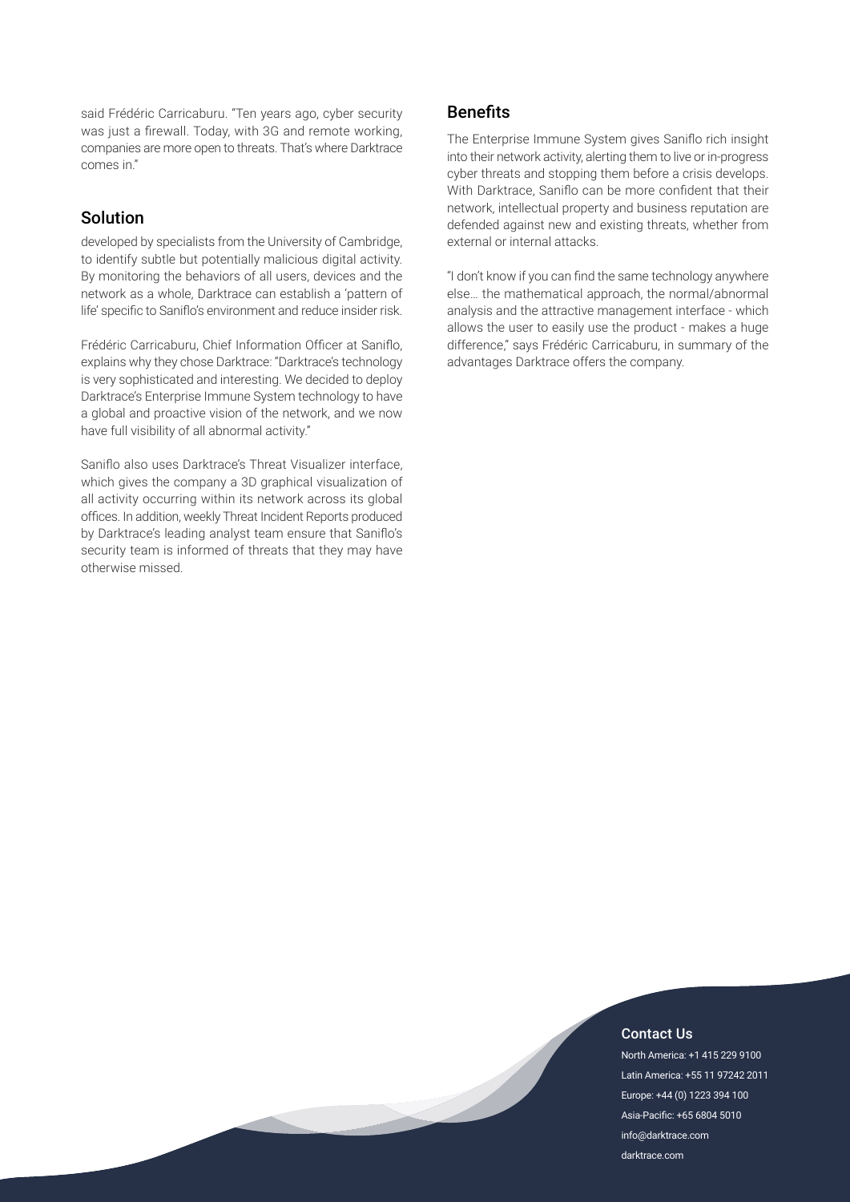said Frédéric Carricaburu. "Ten years ago, cyber security was just a firewall. Today, with 3G and remote working, companies are more open to threats. That's where Darktrace comes in."

## Solution

developed by specialists from the University of Cambridge, to identify subtle but potentially malicious digital activity. By monitoring the behaviors of all users, devices and the network as a whole, Darktrace can establish a 'pattern of life' specific to Saniflo's environment and reduce insider risk.

Frédéric Carricaburu, Chief Information Officer at Saniflo, explains why they chose Darktrace: "Darktrace's technology is very sophisticated and interesting. We decided to deploy Darktrace's Enterprise Immune System technology to have a global and proactive vision of the network, and we now have full visibility of all abnormal activity."

Saniflo also uses Darktrace's Threat Visualizer interface, which gives the company a 3D graphical visualization of all activity occurring within its network across its global offices. In addition, weekly Threat Incident Reports produced by Darktrace's leading analyst team ensure that Saniflo's security team is informed of threats that they may have otherwise missed.

## Benefits

The Enterprise Immune System gives Saniflo rich insight into their network activity, alerting them to live or in-progress cyber threats and stopping them before a crisis develops. With Darktrace, Saniflo can be more confident that their network, intellectual property and business reputation are defended against new and existing threats, whether from external or internal attacks.

"I don't know if you can find the same technology anywhere else… the mathematical approach, the normal/abnormal analysis and the attractive management interface - which allows the user to easily use the product - makes a huge difference," says Frédéric Carricaburu, in summary of the advantages Darktrace offers the company.

### Contact Us

North America: +1 415 229 9100
Latin America: +55 11 97242 2011
Europe: +44 (0) 1223 394 100
Asia-Pacific: +65 6804 5010
info@darktrace.com
darktrace.com